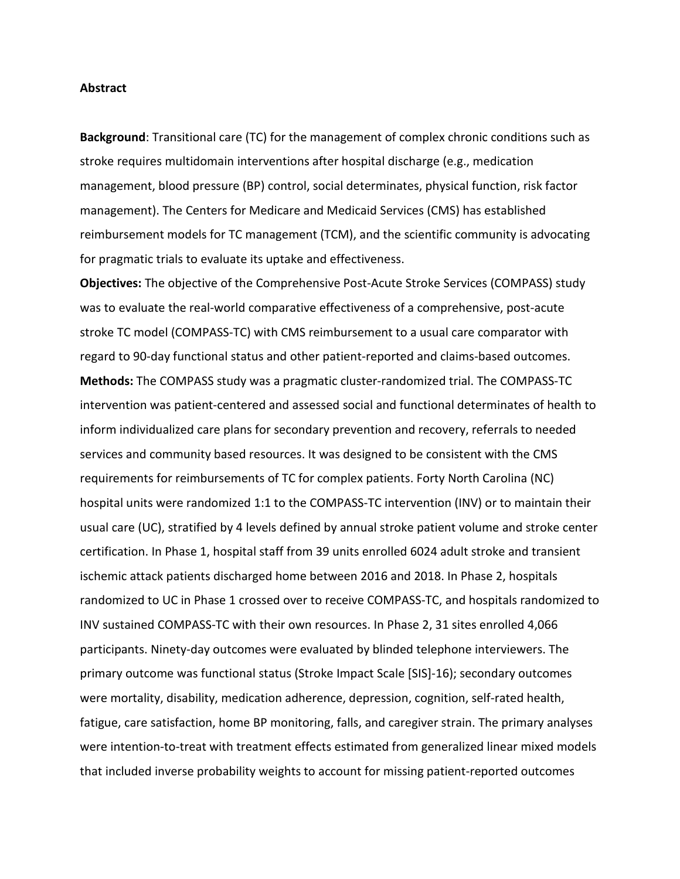**Abstract**

**Background**: Transitional care (TC) for the management of complex chronic conditions such as stroke requires multidomain interventions after hospital discharge (e.g., medication management, blood pressure (BP) control, social determinates, physical function, risk factor management). The Centers for Medicare and Medicaid Services (CMS) has established reimbursement models for TC management (TCM), and the scientific community is advocating for pragmatic trials to evaluate its uptake and effectiveness.

**Objectives:** The objective of the Comprehensive Post-Acute Stroke Services (COMPASS) study was to evaluate the real-world comparative effectiveness of a comprehensive, post-acute stroke TC model (COMPASS-TC) with CMS reimbursement to a usual care comparator with regard to 90-day functional status and other patient-reported and claims-based outcomes.

**Methods:** The COMPASS study was a pragmatic cluster-randomized trial. The COMPASS-TC intervention was patient-centered and assessed social and functional determinates of health to inform individualized care plans for secondary prevention and recovery, referrals to needed services and community based resources. It was designed to be consistent with the CMS requirements for reimbursements of TC for complex patients. Forty North Carolina (NC) hospital units were randomized 1:1 to the COMPASS-TC intervention (INV) or to maintain their usual care (UC), stratified by 4 levels defined by annual stroke patient volume and stroke center certification. In Phase 1, hospital staff from 39 units enrolled 6024 adult stroke and transient ischemic attack patients discharged home between 2016 and 2018. In Phase 2, hospitals randomized to UC in Phase 1 crossed over to receive COMPASS-TC, and hospitals randomized to INV sustained COMPASS-TC with their own resources. In Phase 2, 31 sites enrolled 4,066 participants. Ninety-day outcomes were evaluated by blinded telephone interviewers. The primary outcome was functional status (Stroke Impact Scale [SIS]-16); secondary outcomes were mortality, disability, medication adherence, depression, cognition, self-rated health, fatigue, care satisfaction, home BP monitoring, falls, and caregiver strain. The primary analyses were intention-to-treat with treatment effects estimated from generalized linear mixed models that included inverse probability weights to account for missing patient-reported outcomes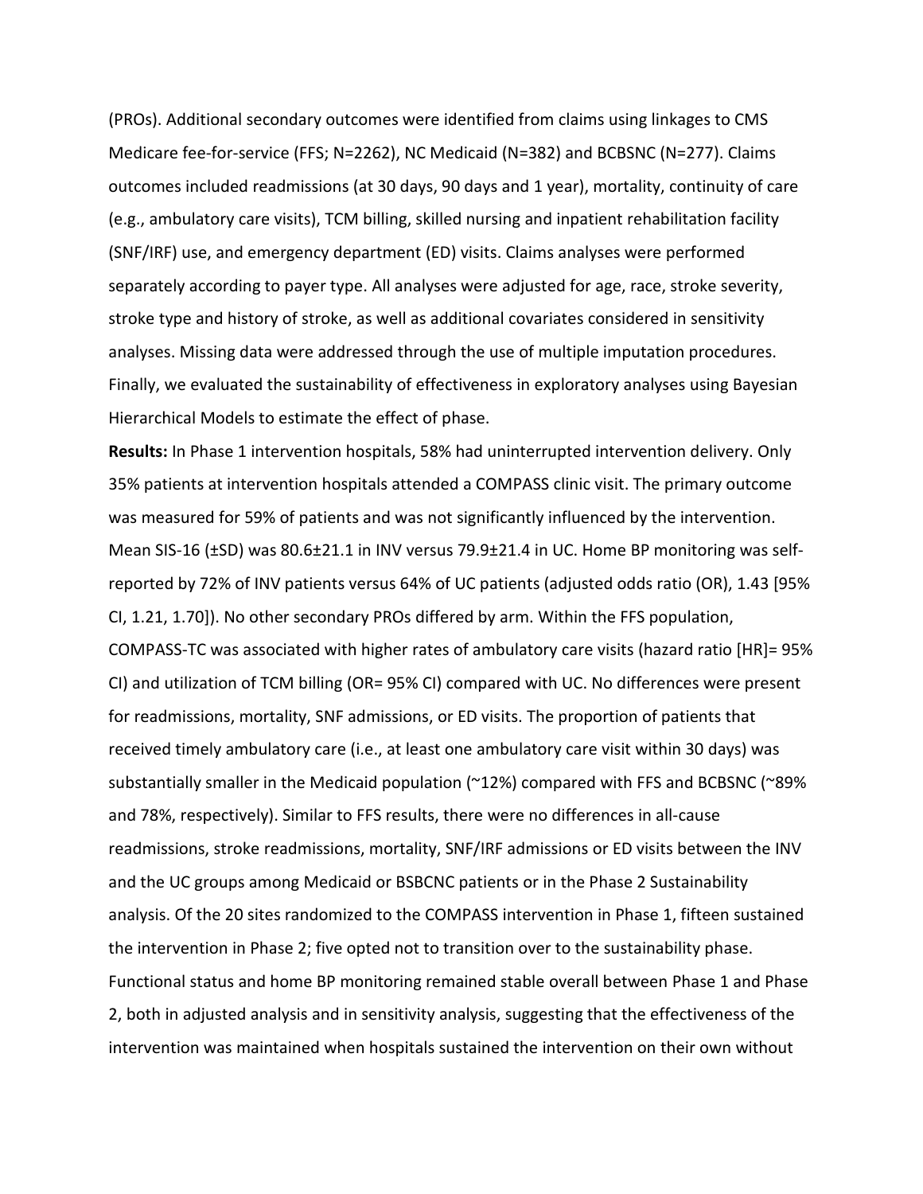(PROs). Additional secondary outcomes were identified from claims using linkages to CMS Medicare fee-for-service (FFS; N=2262), NC Medicaid (N=382) and BCBSNC (N=277). Claims outcomes included readmissions (at 30 days, 90 days and 1 year), mortality, continuity of care (e.g., ambulatory care visits), TCM billing, skilled nursing and inpatient rehabilitation facility (SNF/IRF) use, and emergency department (ED) visits. Claims analyses were performed separately according to payer type. All analyses were adjusted for age, race, stroke severity, stroke type and history of stroke, as well as additional covariates considered in sensitivity analyses. Missing data were addressed through the use of multiple imputation procedures. Finally, we evaluated the sustainability of effectiveness in exploratory analyses using Bayesian Hierarchical Models to estimate the effect of phase.

**Results:** In Phase 1 intervention hospitals, 58% had uninterrupted intervention delivery. Only 35% patients at intervention hospitals attended a COMPASS clinic visit. The primary outcome was measured for 59% of patients and was not significantly influenced by the intervention. Mean SIS-16 (±SD) was 80.6±21.1 in INV versus 79.9±21.4 in UC. Home BP monitoring was self-reported by 72% of INV patients versus 64% of UC patients (adjusted odds ratio (OR), 1.43 [95% CI, 1.21, 1.70]). No other secondary PROs differed by arm. Within the FFS population, COMPASS-TC was associated with higher rates of ambulatory care visits (hazard ratio [HR]= 95% CI) and utilization of TCM billing (OR= 95% CI) compared with UC. No differences were present for readmissions, mortality, SNF admissions, or ED visits. The proportion of patients that received timely ambulatory care (i.e., at least one ambulatory care visit within 30 days) was substantially smaller in the Medicaid population (~12%) compared with FFS and BCBSNC (~89% and 78%, respectively). Similar to FFS results, there were no differences in all-cause readmissions, stroke readmissions, mortality, SNF/IRF admissions or ED visits between the INV and the UC groups among Medicaid or BSBCNC patients or in the Phase 2 Sustainability analysis. Of the 20 sites randomized to the COMPASS intervention in Phase 1, fifteen sustained the intervention in Phase 2; five opted not to transition over to the sustainability phase. Functional status and home BP monitoring remained stable overall between Phase 1 and Phase 2, both in adjusted analysis and in sensitivity analysis, suggesting that the effectiveness of the intervention was maintained when hospitals sustained the intervention on their own without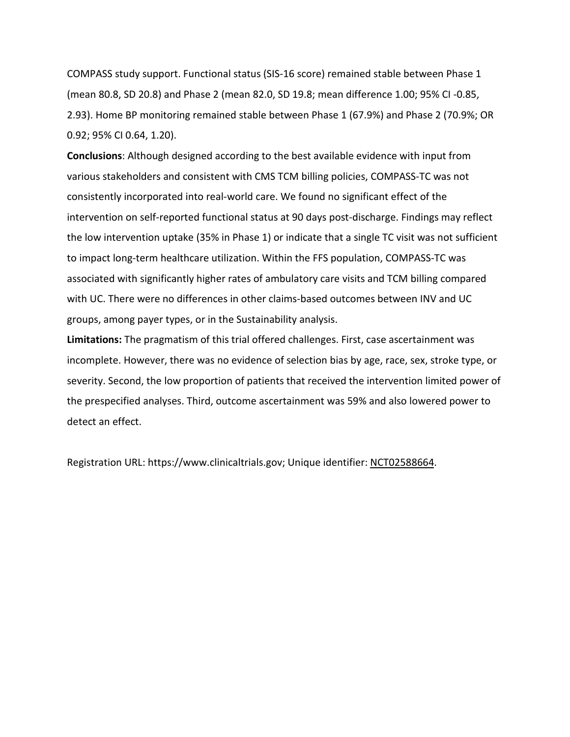COMPASS study support. Functional status (SIS-16 score) remained stable between Phase 1 (mean 80.8, SD 20.8) and Phase 2 (mean 82.0, SD 19.8; mean difference 1.00; 95% CI -0.85, 2.93). Home BP monitoring remained stable between Phase 1 (67.9%) and Phase 2 (70.9%; OR 0.92; 95% CI 0.64, 1.20).

**Conclusions**: Although designed according to the best available evidence with input from various stakeholders and consistent with CMS TCM billing policies, COMPASS-TC was not consistently incorporated into real-world care. We found no significant effect of the intervention on self-reported functional status at 90 days post-discharge. Findings may reflect the low intervention uptake (35% in Phase 1) or indicate that a single TC visit was not sufficient to impact long-term healthcare utilization. Within the FFS population, COMPASS-TC was associated with significantly higher rates of ambulatory care visits and TCM billing compared with UC. There were no differences in other claims-based outcomes between INV and UC groups, among payer types, or in the Sustainability analysis.

**Limitations:** The pragmatism of this trial offered challenges. First, case ascertainment was incomplete. However, there was no evidence of selection bias by age, race, sex, stroke type, or severity. Second, the low proportion of patients that received the intervention limited power of the prespecified analyses. Third, outcome ascertainment was 59% and also lowered power to detect an effect.

Registration URL: https://www.clinicaltrials.gov; Unique identifier: NCT02588664.